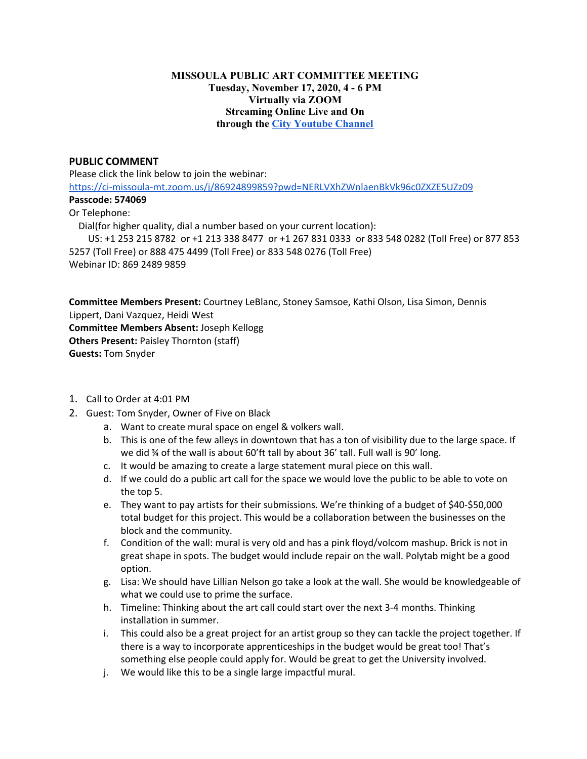**MISSOULA PUBLIC ART COMMITTEE MEETING**
**Tuesday, November 17, 2020, 4 - 6 PM**
**Virtually via ZOOM**
**Streaming Online Live and On**
**through the City Youtube Channel**

## PUBLIC COMMENT

Please click the link below to join the webinar:
https://ci-missoula-mt.zoom.us/j/86924899859?pwd=NERLVXhZWnlaenBkVk96c0ZXZE5UZz09
**Passcode: 574069**
Or Telephone:
Dial(for higher quality, dial a number based on your current location):
US: +1 253 215 8782 or +1 213 338 8477 or +1 267 831 0333 or 833 548 0282 (Toll Free) or 877 853 5257 (Toll Free) or 888 475 4499 (Toll Free) or 833 548 0276 (Toll Free)
Webinar ID: 869 2489 9859

**Committee Members Present:** Courtney LeBlanc, Stoney Samsoe, Kathi Olson, Lisa Simon, Dennis Lippert, Dani Vazquez, Heidi West
**Committee Members Absent:** Joseph Kellogg
**Others Present:** Paisley Thornton (staff)
**Guests:** Tom Snyder

1. Call to Order at 4:01 PM
2. Guest: Tom Snyder, Owner of Five on Black
   a. Want to create mural space on engel & volkers wall.
   b. This is one of the few alleys in downtown that has a ton of visibility due to the large space. If we did ¾ of the wall is about 60'ft tall by about 36' tall. Full wall is 90' long.
   c. It would be amazing to create a large statement mural piece on this wall.
   d. If we could do a public art call for the space we would love the public to be able to vote on the top 5.
   e. They want to pay artists for their submissions. We're thinking of a budget of $40-$50,000 total budget for this project. This would be a collaboration between the businesses on the block and the community.
   f. Condition of the wall: mural is very old and has a pink floyd/volcom mashup. Brick is not in great shape in spots. The budget would include repair on the wall. Polytab might be a good option.
   g. Lisa: We should have Lillian Nelson go take a look at the wall. She would be knowledgeable of what we could use to prime the surface.
   h. Timeline: Thinking about the art call could start over the next 3-4 months. Thinking installation in summer.
   i. This could also be a great project for an artist group so they can tackle the project together. If there is a way to incorporate apprenticeships in the budget would be great too! That's something else people could apply for. Would be great to get the University involved.
   j. We would like this to be a single large impactful mural.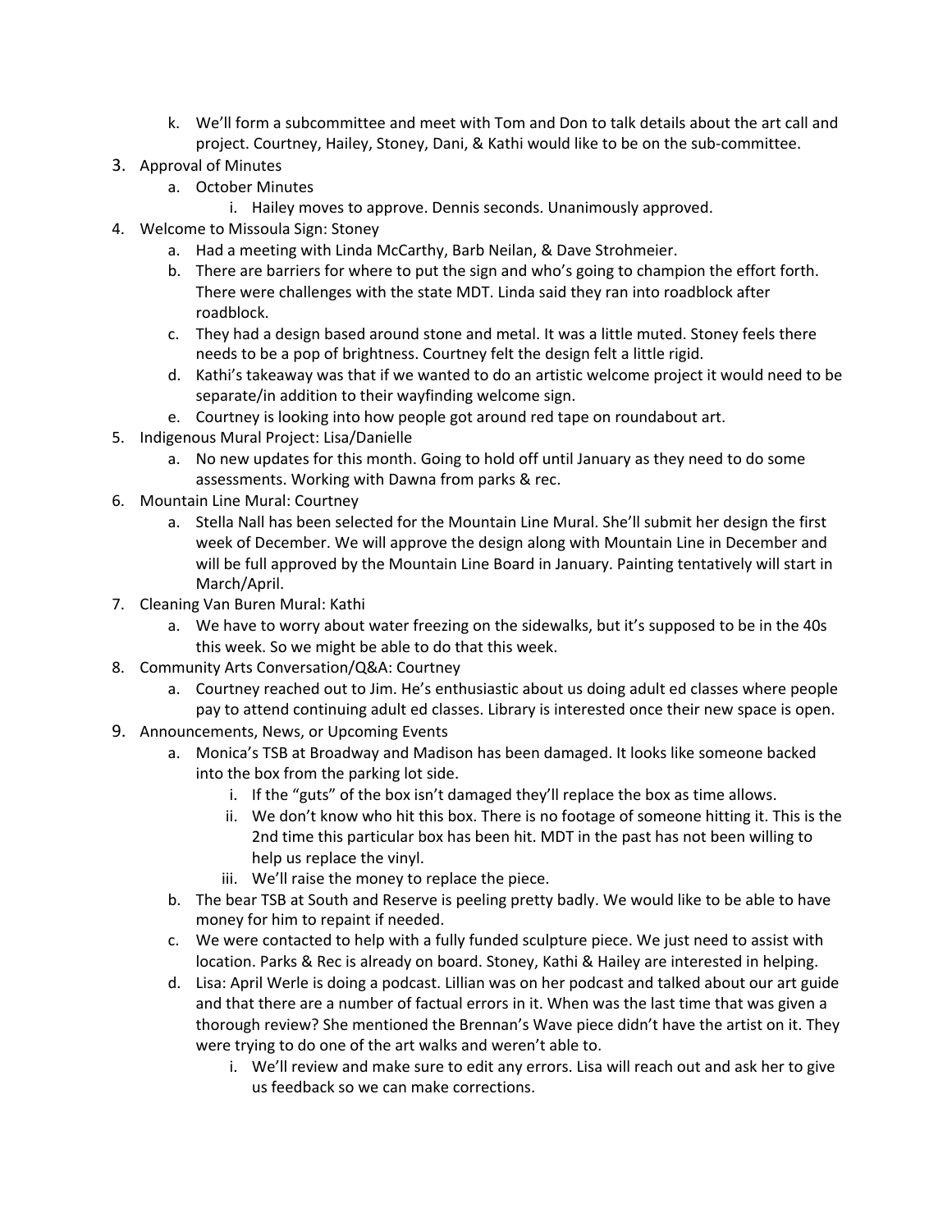k. We'll form a subcommittee and meet with Tom and Don to talk details about the art call and project. Courtney, Hailey, Stoney, Dani, & Kathi would like to be on the sub-committee.

3. Approval of Minutes
   a. October Minutes
      i. Hailey moves to approve. Dennis seconds. Unanimously approved.
4. Welcome to Missoula Sign: Stoney
   a. Had a meeting with Linda McCarthy, Barb Neilan, & Dave Strohmeier.
   b. There are barriers for where to put the sign and who's going to champion the effort forth. There were challenges with the state MDT. Linda said they ran into roadblock after roadblock.
   c. They had a design based around stone and metal. It was a little muted. Stoney feels there needs to be a pop of brightness. Courtney felt the design felt a little rigid.
   d. Kathi's takeaway was that if we wanted to do an artistic welcome project it would need to be separate/in addition to their wayfinding welcome sign.
   e. Courtney is looking into how people got around red tape on roundabout art.
5. Indigenous Mural Project: Lisa/Danielle
   a. No new updates for this month. Going to hold off until January as they need to do some assessments. Working with Dawna from parks & rec.
6. Mountain Line Mural: Courtney
   a. Stella Nall has been selected for the Mountain Line Mural. She'll submit her design the first week of December. We will approve the design along with Mountain Line in December and will be full approved by the Mountain Line Board in January. Painting tentatively will start in March/April.
7. Cleaning Van Buren Mural: Kathi
   a. We have to worry about water freezing on the sidewalks, but it's supposed to be in the 40s this week. So we might be able to do that this week.
8. Community Arts Conversation/Q&A: Courtney
   a. Courtney reached out to Jim. He's enthusiastic about us doing adult ed classes where people pay to attend continuing adult ed classes. Library is interested once their new space is open.
9. Announcements, News, or Upcoming Events
   a. Monica's TSB at Broadway and Madison has been damaged. It looks like someone backed into the box from the parking lot side.
      i. If the "guts" of the box isn't damaged they'll replace the box as time allows.
      ii. We don't know who hit this box. There is no footage of someone hitting it. This is the 2nd time this particular box has been hit. MDT in the past has not been willing to help us replace the vinyl.
      iii. We'll raise the money to replace the piece.
   b. The bear TSB at South and Reserve is peeling pretty badly. We would like to be able to have money for him to repaint if needed.
   c. We were contacted to help with a fully funded sculpture piece. We just need to assist with location. Parks & Rec is already on board. Stoney, Kathi & Hailey are interested in helping.
   d. Lisa: April Werle is doing a podcast. Lillian was on her podcast and talked about our art guide and that there are a number of factual errors in it. When was the last time that was given a thorough review? She mentioned the Brennan's Wave piece didn't have the artist on it. They were trying to do one of the art walks and weren't able to.
      i. We'll review and make sure to edit any errors. Lisa will reach out and ask her to give us feedback so we can make corrections.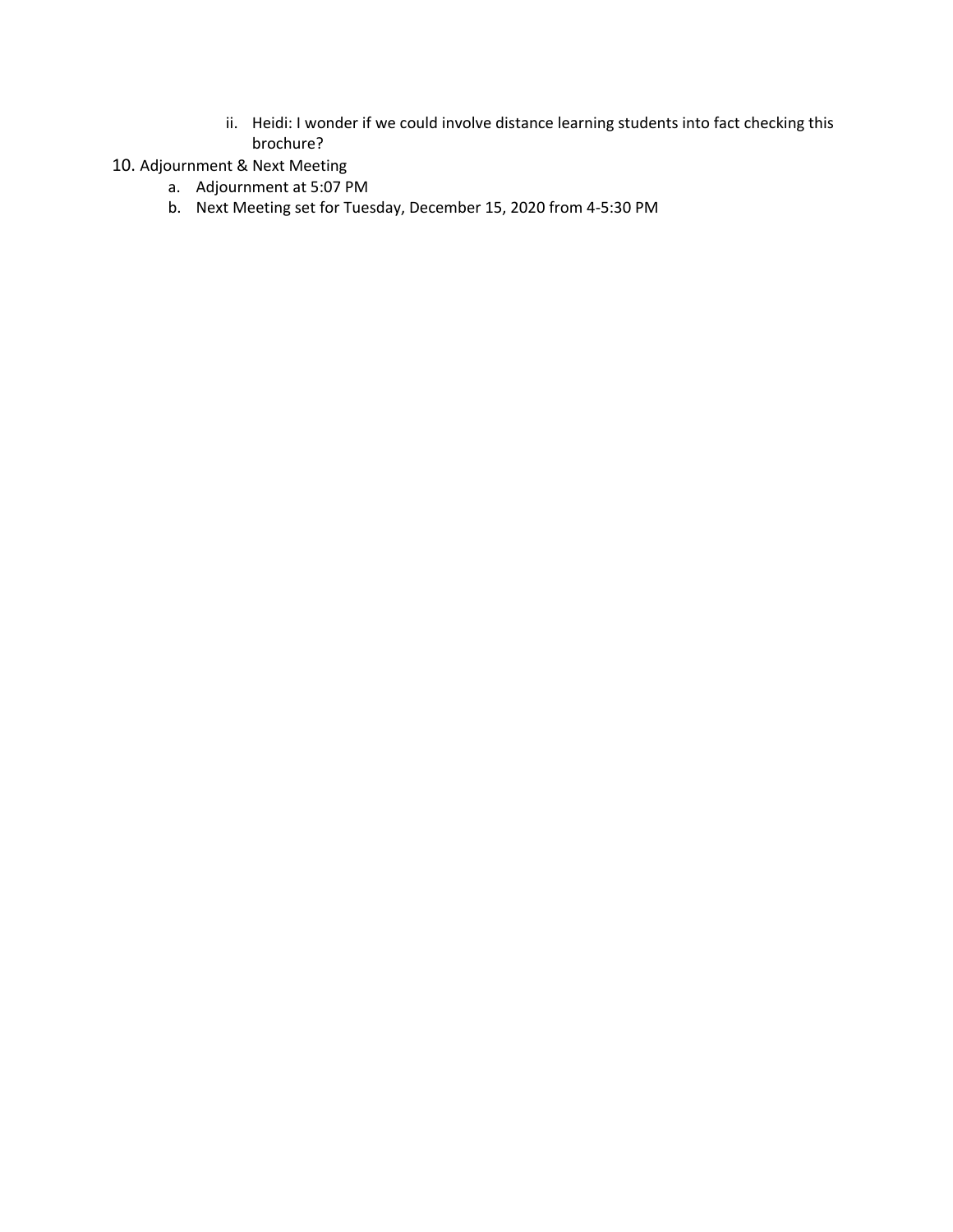ii. Heidi: I wonder if we could involve distance learning students into fact checking this brochure?

10. Adjournment & Next Meeting
    a. Adjournment at 5:07 PM
    b. Next Meeting set for Tuesday, December 15, 2020 from 4-5:30 PM